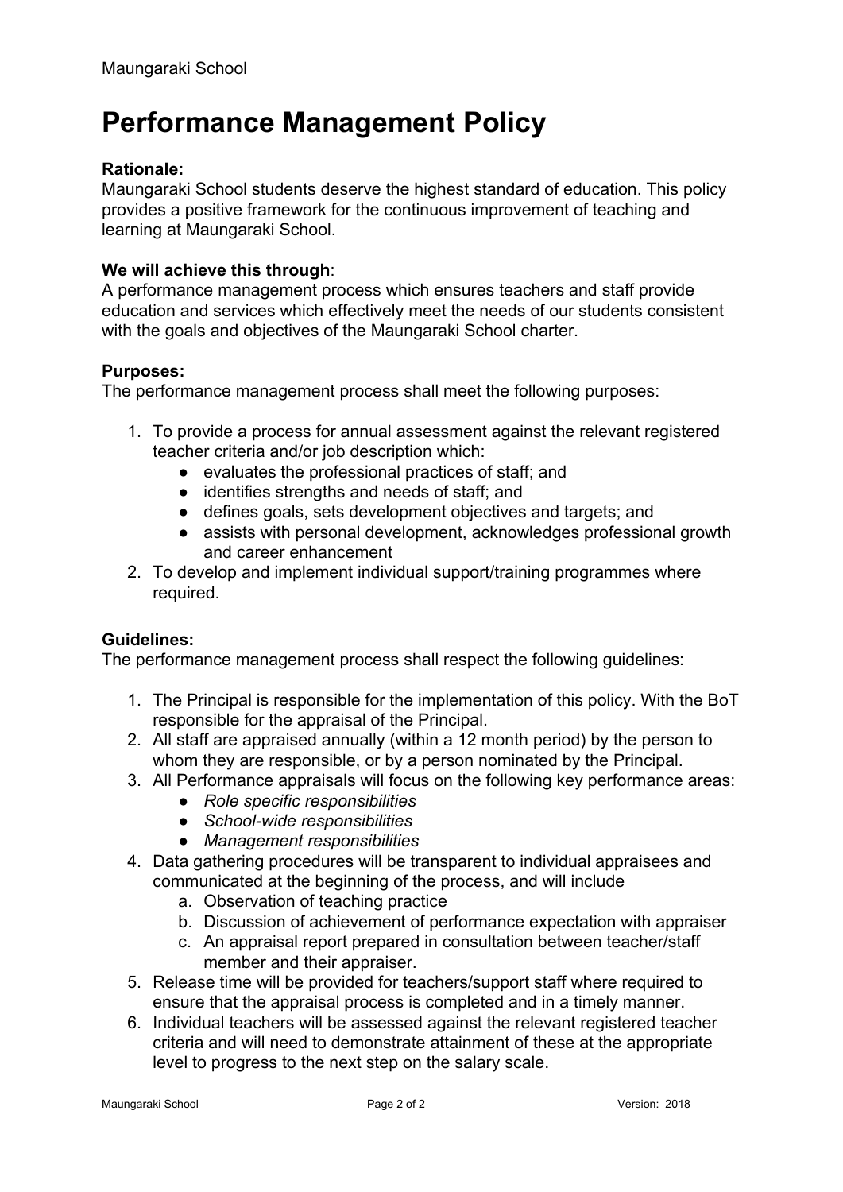Maungaraki School

# Performance Management Policy

**Rationale:**
Maungaraki School students deserve the highest standard of education. This policy provides a positive framework for the continuous improvement of teaching and learning at Maungaraki School.

**We will achieve this through**:
A performance management process which ensures teachers and staff provide education and services which effectively meet the needs of our students consistent with the goals and objectives of the Maungaraki School charter.

**Purposes:**
The performance management process shall meet the following purposes:

1. To provide a process for annual assessment against the relevant registered teacher criteria and/or job description which:
   - evaluates the professional practices of staff; and
   - identifies strengths and needs of staff; and
   - defines goals, sets development objectives and targets; and
   - assists with personal development, acknowledges professional growth and career enhancement
2. To develop and implement individual support/training programmes where required.

**Guidelines:**
The performance management process shall respect the following guidelines:

1. The Principal is responsible for the implementation of this policy. With the BoT responsible for the appraisal of the Principal.
2. All staff are appraised annually (within a 12 month period) by the person to whom they are responsible, or by a person nominated by the Principal.
3. All Performance appraisals will focus on the following key performance areas:
   - *Role specific responsibilities*
   - *School-wide responsibilities*
   - *Management responsibilities*
4. Data gathering procedures will be transparent to individual appraisees and communicated at the beginning of the process, and will include
   a. Observation of teaching practice
   b. Discussion of achievement of performance expectation with appraiser
   c. An appraisal report prepared in consultation between teacher/staff member and their appraiser.
5. Release time will be provided for teachers/support staff where required to ensure that the appraisal process is completed and in a timely manner.
6. Individual teachers will be assessed against the relevant registered teacher criteria and will need to demonstrate attainment of these at the appropriate level to progress to the next step on the salary scale.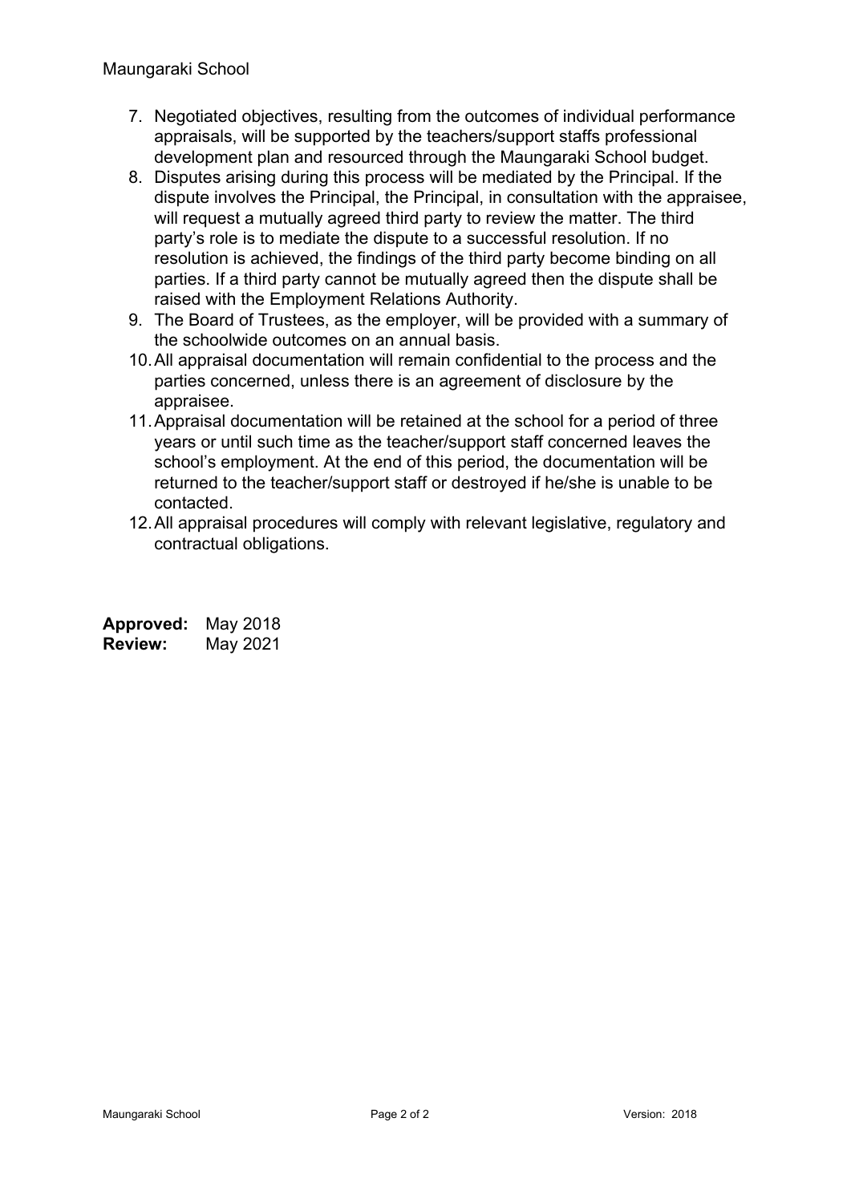7. Negotiated objectives, resulting from the outcomes of individual performance appraisals, will be supported by the teachers/support staffs professional development plan and resourced through the Maungaraki School budget.
8. Disputes arising during this process will be mediated by the Principal. If the dispute involves the Principal, the Principal, in consultation with the appraisee, will request a mutually agreed third party to review the matter. The third party's role is to mediate the dispute to a successful resolution. If no resolution is achieved, the findings of the third party become binding on all parties. If a third party cannot be mutually agreed then the dispute shall be raised with the Employment Relations Authority.
9. The Board of Trustees, as the employer, will be provided with a summary of the schoolwide outcomes on an annual basis.
10. All appraisal documentation will remain confidential to the process and the parties concerned, unless there is an agreement of disclosure by the appraisee.
11. Appraisal documentation will be retained at the school for a period of three years or until such time as the teacher/support staff concerned leaves the school's employment. At the end of this period, the documentation will be returned to the teacher/support staff or destroyed if he/she is unable to be contacted.
12. All appraisal procedures will comply with relevant legislative, regulatory and contractual obligations.

**Approved:** May 2018
**Review:** May 2021